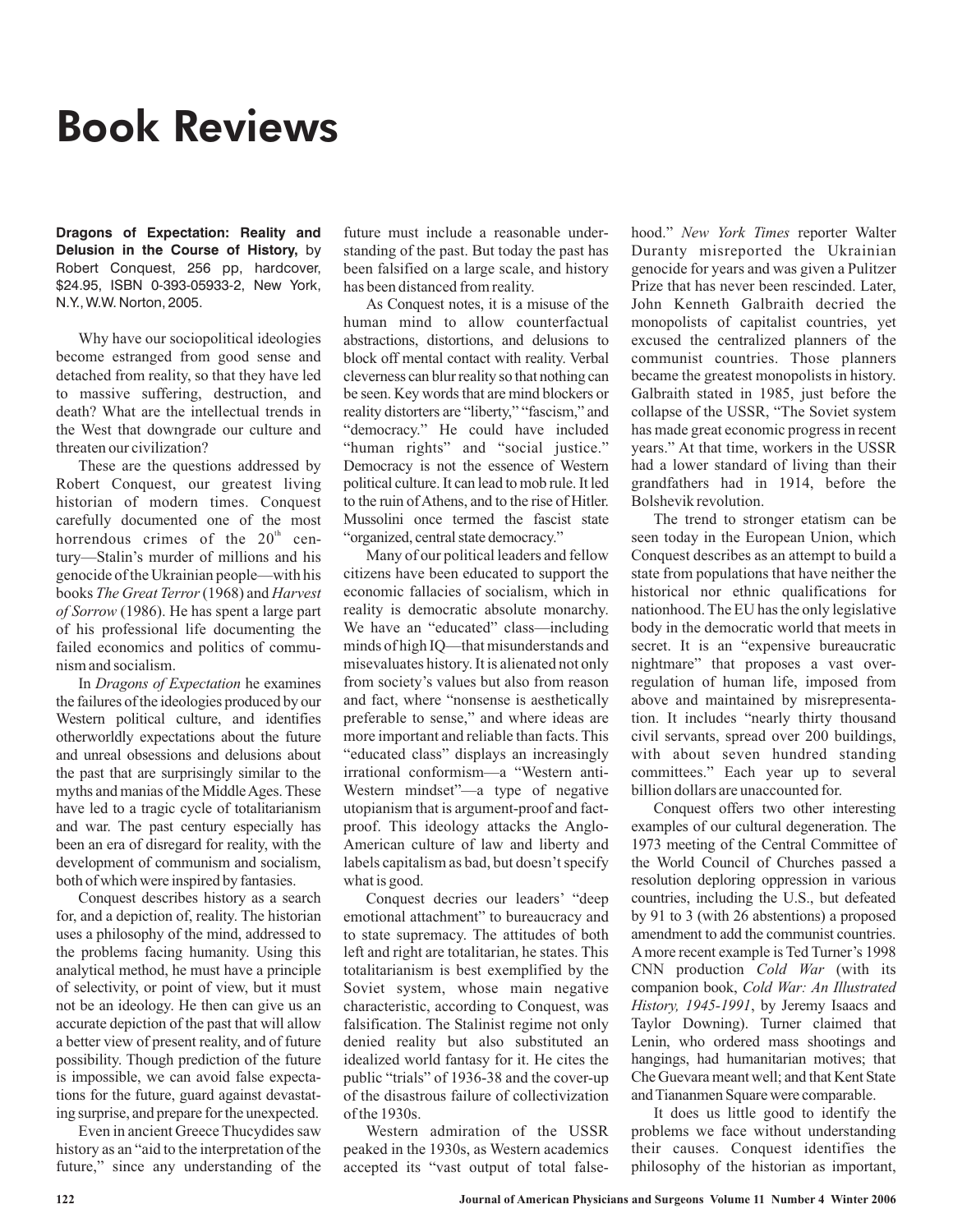# Book Reviews

**Dragons of Expectation: Reality and Delusion in the Course of History,** by Robert Conquest, 256 pp, hardcover, $24.95, ISBN 0-393-05933-2, New York, N.Y., W.W. Norton, 2005.

Why have our sociopolitical ideologies become estranged from good sense and detached from reality, so that they have led to massive suffering, destruction, and death? What are the intellectual trends in the West that downgrade our culture and threaten our civilization?

These are the questions addressed by Robert Conquest, our greatest living historian of modern times. Conquest carefully documented one of the most horrendous crimes of the 20th century—Stalin's murder of millions and his genocide of the Ukrainian people—with his books *The Great Terror* (1968) and *Harvest of Sorrow* (1986). He has spent a large part of his professional life documenting the failed economics and politics of communism and socialism.

In *Dragons of Expectation* he examines the failures of the ideologies produced by our Western political culture, and identifies otherworldly expectations about the future and unreal obsessions and delusions about the past that are surprisingly similar to the myths and manias of the Middle Ages. These have led to a tragic cycle of totalitarianism and war. The past century especially has been an era of disregard for reality, with the development of communism and socialism, both of which were inspired by fantasies.

Conquest describes history as a search for, and a depiction of, reality. The historian uses a philosophy of the mind, addressed to the problems facing humanity. Using this analytical method, he must have a principle of selectivity, or point of view, but it must not be an ideology. He then can give us an accurate depiction of the past that will allow a better view of present reality, and of future possibility. Though prediction of the future is impossible, we can avoid false expectations for the future, guard against devastating surprise, and prepare for the unexpected.

Even in ancient Greece Thucydides saw history as an "aid to the interpretation of the future," since any understanding of the future must include a reasonable understanding of the past. But today the past has been falsified on a large scale, and history has been distanced from reality.

As Conquest notes, it is a misuse of the human mind to allow counterfactual abstractions, distortions, and delusions to block off mental contact with reality. Verbal cleverness can blur reality so that nothing can be seen. Key words that are mind blockers or reality distorters are "liberty," "fascism," and "democracy." He could have included "human rights" and "social justice." Democracy is not the essence of Western political culture. It can lead to mob rule. It led to the ruin of Athens, and to the rise of Hitler. Mussolini once termed the fascist state "organized, central state democracy."

Many of our political leaders and fellow citizens have been educated to support the economic fallacies of socialism, which in reality is democratic absolute monarchy. We have an "educated" class—including minds of high IQ—that misunderstands and misevaluates history. It is alienated not only from society's values but also from reason and fact, where "nonsense is aesthetically preferable to sense," and where ideas are more important and reliable than facts. This "educated class" displays an increasingly irrational conformism—a "Western anti-Western mindset"—a type of negative utopianism that is argument-proof and fact-proof. This ideology attacks the Anglo-American culture of law and liberty and labels capitalism as bad, but doesn't specify what is good.

Conquest decries our leaders' "deep emotional attachment" to bureaucracy and to state supremacy. The attitudes of both left and right are totalitarian, he states. This totalitarianism is best exemplified by the Soviet system, whose main negative characteristic, according to Conquest, was falsification. The Stalinist regime not only denied reality but also substituted an idealized world fantasy for it. He cites the public "trials" of 1936-38 and the cover-up of the disastrous failure of collectivization of the 1930s.

Western admiration of the USSR peaked in the 1930s, as Western academics accepted its "vast output of total falsehood." *New York Times* reporter Walter Duranty misreported the Ukrainian genocide for years and was given a Pulitzer Prize that has never been rescinded. Later, John Kenneth Galbraith decried the monopolists of capitalist countries, yet excused the centralized planners of the communist countries. Those planners became the greatest monopolists in history. Galbraith stated in 1985, just before the collapse of the USSR, "The Soviet system has made great economic progress in recent years." At that time, workers in the USSR had a lower standard of living than their grandfathers had in 1914, before the Bolshevik revolution.

The trend to stronger etatism can be seen today in the European Union, which Conquest describes as an attempt to build a state from populations that have neither the historical nor ethnic qualifications for nationhood. The EU has the only legislative body in the democratic world that meets in secret. It is an "expensive bureaucratic nightmare" that proposes a vast over-regulation of human life, imposed from above and maintained by misrepresentation. It includes "nearly thirty thousand civil servants, spread over 200 buildings, with about seven hundred standing committees." Each year up to several billion dollars are unaccounted for.

Conquest offers two other interesting examples of our cultural degeneration. The 1973 meeting of the Central Committee of the World Council of Churches passed a resolution deploring oppression in various countries, including the U.S., but defeated by 91 to 3 (with 26 abstentions) a proposed amendment to add the communist countries. A more recent example is Ted Turner's 1998 CNN production *Cold War* (with its companion book, *Cold War: An Illustrated History, 1945-1991*, by Jeremy Isaacs and Taylor Downing). Turner claimed that Lenin, who ordered mass shootings and hangings, had humanitarian motives; that Che Guevara meant well; and that Kent State and Tiananmen Square were comparable.

It does us little good to identify the problems we face without understanding their causes. Conquest identifies the philosophy of the historian as important,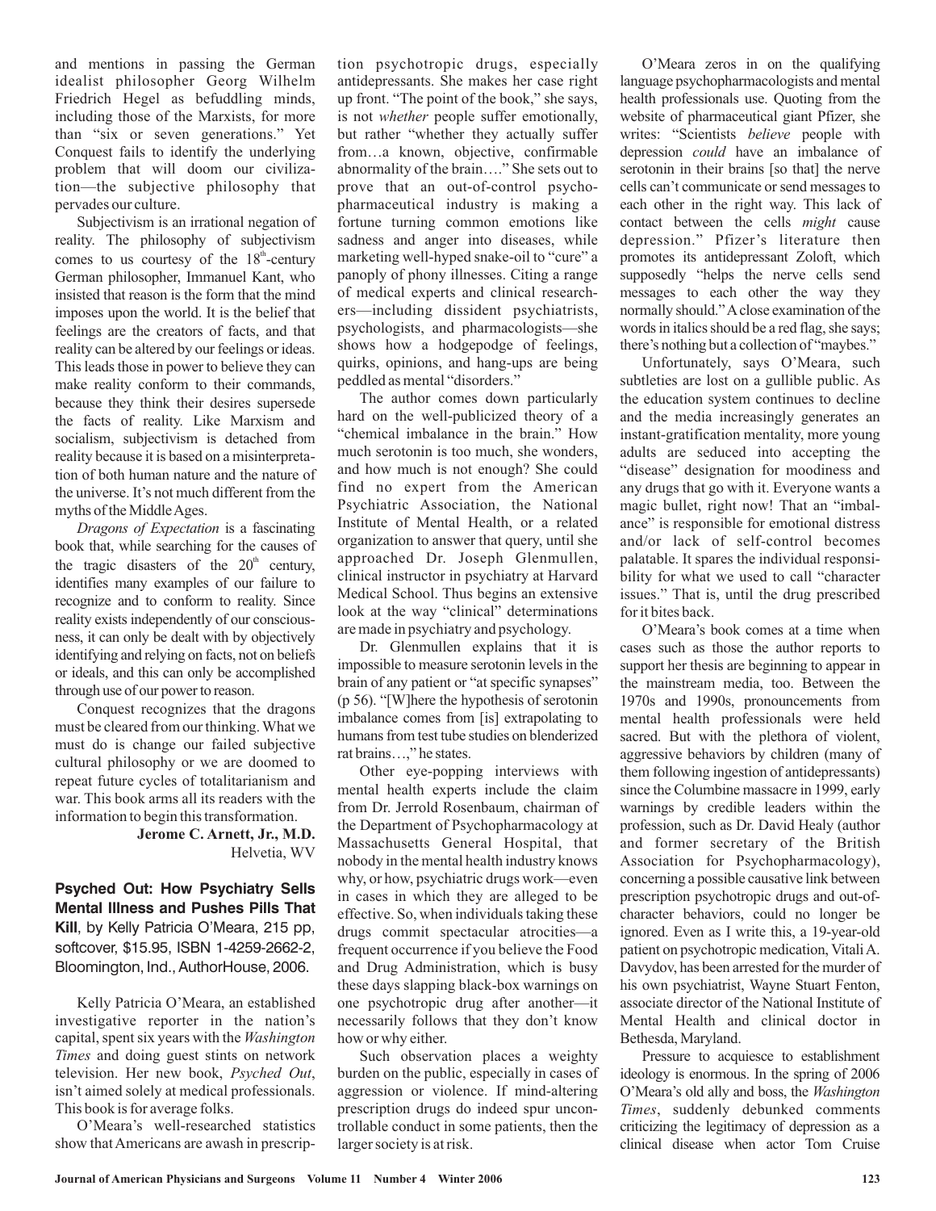and mentions in passing the German idealist philosopher Georg Wilhelm Friedrich Hegel as befuddling minds, including those of the Marxists, for more than "six or seven generations." Yet Conquest fails to identify the underlying problem that will doom our civilization—the subjective philosophy that pervades our culture.

Subjectivism is an irrational negation of reality. The philosophy of subjectivism comes to us courtesy of the 18th-century German philosopher, Immanuel Kant, who insisted that reason is the form that the mind imposes upon the world. It is the belief that feelings are the creators of facts, and that reality can be altered by our feelings or ideas. This leads those in power to believe they can make reality conform to their commands, because they think their desires supersede the facts of reality. Like Marxism and socialism, subjectivism is detached from reality because it is based on a misinterpretation of both human nature and the nature of the universe. It's not much different from the myths of the Middle Ages.

*Dragons of Expectation* is a fascinating book that, while searching for the causes of the tragic disasters of the 20th century, identifies many examples of our failure to recognize and to conform to reality. Since reality exists independently of our consciousness, it can only be dealt with by objectively identifying and relying on facts, not on beliefs or ideals, and this can only be accomplished through use of our power to reason.

Conquest recognizes that the dragons must be cleared from our thinking. What we must do is change our failed subjective cultural philosophy or we are doomed to repeat future cycles of totalitarianism and war. This book arms all its readers with the information to begin this transformation.

**Jerome C. Arnett, Jr., M.D.**
Helvetia, WV

**Psyched Out: How Psychiatry Sells Mental Illness and Pushes Pills That Kill**, by Kelly Patricia O'Meara, 215 pp, softcover, $15.95, ISBN 1-4259-2662-2, Bloomington, Ind., AuthorHouse, 2006.

Kelly Patricia O'Meara, an established investigative reporter in the nation's capital, spent six years with the *Washington Times* and doing guest stints on network television. Her new book, *Psyched Out*, isn't aimed solely at medical professionals. This book is for average folks.

O'Meara's well-researched statistics show that Americans are awash in prescription psychotropic drugs, especially antidepressants. She makes her case right up front. "The point of the book," she says, is not *whether* people suffer emotionally, but rather "whether they actually suffer from…a known, objective, confirmable abnormality of the brain…." She sets out to prove that an out-of-control psychopharmaceutical industry is making a fortune turning common emotions like sadness and anger into diseases, while marketing well-hyped snake-oil to "cure" a panoply of phony illnesses. Citing a range of medical experts and clinical researchers—including dissident psychiatrists, psychologists, and pharmacologists—she shows how a hodgepodge of feelings, quirks, opinions, and hang-ups are being peddled as mental "disorders."

The author comes down particularly hard on the well-publicized theory of a "chemical imbalance in the brain." How much serotonin is too much, she wonders, and how much is not enough? She could find no expert from the American Psychiatric Association, the National Institute of Mental Health, or a related organization to answer that query, until she approached Dr. Joseph Glenmullen, clinical instructor in psychiatry at Harvard Medical School. Thus begins an extensive look at the way "clinical" determinations are made in psychiatry and psychology.

Dr. Glenmullen explains that it is impossible to measure serotonin levels in the brain of any patient or "at specific synapses" (p 56). "[W]here the hypothesis of serotonin imbalance comes from [is] extrapolating to humans from test tube studies on blenderized rat brains…," he states.

Other eye-popping interviews with mental health experts include the claim from Dr. Jerrold Rosenbaum, chairman of the Department of Psychopharmacology at Massachusetts General Hospital, that nobody in the mental health industry knows why, or how, psychiatric drugs work—even in cases in which they are alleged to be effective. So, when individuals taking these drugs commit spectacular atrocities—a frequent occurrence if you believe the Food and Drug Administration, which is busy these days slapping black-box warnings on one psychotropic drug after another—it necessarily follows that they don't know how or why either.

Such observation places a weighty burden on the public, especially in cases of aggression or violence. If mind-altering prescription drugs do indeed spur uncontrollable conduct in some patients, then the larger society is at risk.

O'Meara zeros in on the qualifying language psychopharmacologists and mental health professionals use. Quoting from the website of pharmaceutical giant Pfizer, she writes: "Scientists *believe* people with depression *could* have an imbalance of serotonin in their brains [so that] the nerve cells can't communicate or send messages to each other in the right way. This lack of contact between the cells *might* cause depression." Pfizer's literature then promotes its antidepressant Zoloft, which supposedly "helps the nerve cells send messages to each other the way they normally should." A close examination of the words in italics should be a red flag, she says; there's nothing but a collection of "maybes."

Unfortunately, says O'Meara, such subtleties are lost on a gullible public. As the education system continues to decline and the media increasingly generates an instant-gratification mentality, more young adults are seduced into accepting the "disease" designation for moodiness and any drugs that go with it. Everyone wants a magic bullet, right now! That an "imbalance" is responsible for emotional distress and/or lack of self-control becomes palatable. It spares the individual responsibility for what we used to call "character issues." That is, until the drug prescribed for it bites back.

O'Meara's book comes at a time when cases such as those the author reports to support her thesis are beginning to appear in the mainstream media, too. Between the 1970s and 1990s, pronouncements from mental health professionals were held sacred. But with the plethora of violent, aggressive behaviors by children (many of them following ingestion of antidepressants) since the Columbine massacre in 1999, early warnings by credible leaders within the profession, such as Dr. David Healy (author and former secretary of the British Association for Psychopharmacology), concerning a possible causative link between prescription psychotropic drugs and out-of-character behaviors, could no longer be ignored. Even as I write this, a 19-year-old patient on psychotropic medication, Vitali A. Davydov, has been arrested for the murder of his own psychiatrist, Wayne Stuart Fenton, associate director of the National Institute of Mental Health and clinical doctor in Bethesda, Maryland.

Pressure to acquiesce to establishment ideology is enormous. In the spring of 2006 O'Meara's old ally and boss, the *Washington Times*, suddenly debunked comments criticizing the legitimacy of depression as a clinical disease when actor Tom Cruise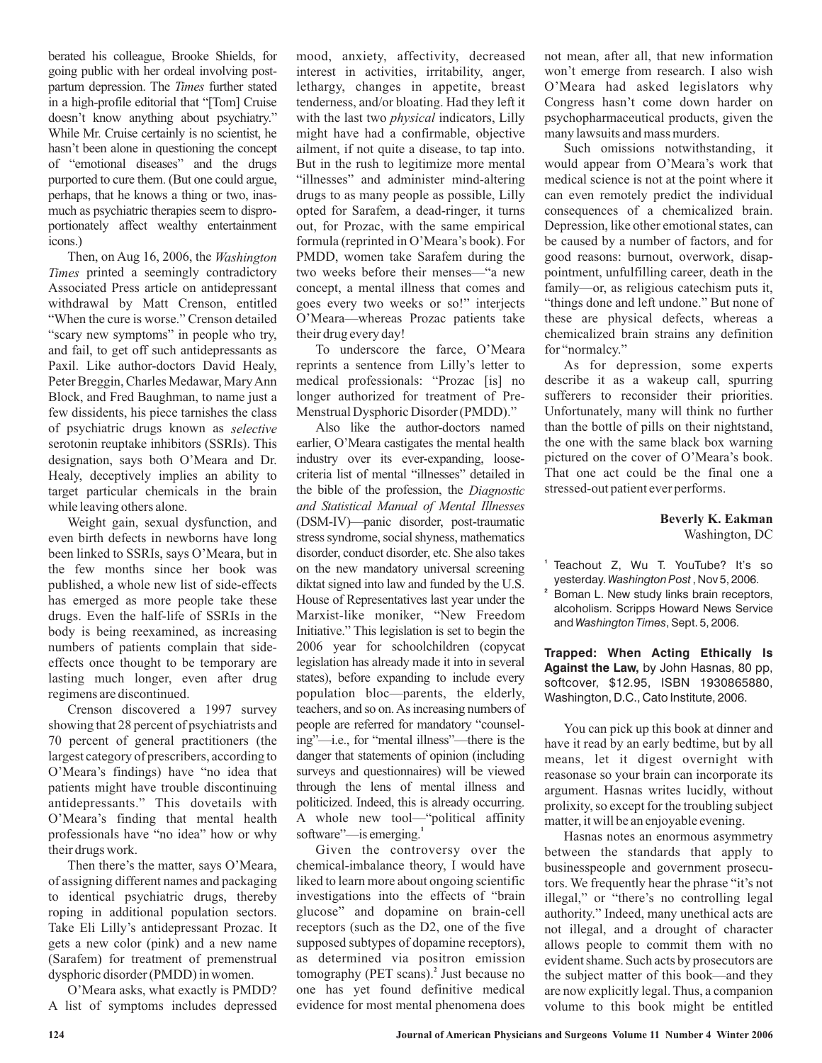berated his colleague, Brooke Shields, for going public with her ordeal involving post-partum depression. The *Times* further stated in a high-profile editorial that "[Tom] Cruise doesn't know anything about psychiatry." While Mr. Cruise certainly is no scientist, he hasn't been alone in questioning the concept of "emotional diseases" and the drugs purported to cure them. (But one could argue, perhaps, that he knows a thing or two, inasmuch as psychiatric therapies seem to disproportionately affect wealthy entertainment icons.)

Then, on Aug 16, 2006, the *Washington Times* printed a seemingly contradictory Associated Press article on antidepressant withdrawal by Matt Crenson, entitled "When the cure is worse." Crenson detailed "scary new symptoms" in people who try, and fail, to get off such antidepressants as Paxil. Like author-doctors David Healy, Peter Breggin, Charles Medawar, Mary Ann Block, and Fred Baughman, to name just a few dissidents, his piece tarnishes the class of psychiatric drugs known as *selective* serotonin reuptake inhibitors (SSRIs). This designation, says both O'Meara and Dr. Healy, deceptively implies an ability to target particular chemicals in the brain while leaving others alone.

Weight gain, sexual dysfunction, and even birth defects in newborns have long been linked to SSRIs, says O'Meara, but in the few months since her book was published, a whole new list of side-effects has emerged as more people take these drugs. Even the half-life of SSRIs in the body is being reexamined, as increasing numbers of patients complain that side-effects once thought to be temporary are lasting much longer, even after drug regimens are discontinued.

Crenson discovered a 1997 survey showing that 28 percent of psychiatrists and 70 percent of general practitioners (the largest category of prescribers, according to O'Meara's findings) have "no idea that patients might have trouble discontinuing antidepressants." This dovetails with O'Meara's finding that mental health professionals have "no idea" how or why their drugs work.

Then there's the matter, says O'Meara, of assigning different names and packaging to identical psychiatric drugs, thereby roping in additional population sectors. Take Eli Lilly's antidepressant Prozac. It gets a new color (pink) and a new name (Sarafem) for treatment of premenstrual dysphoric disorder (PMDD) in women.

O'Meara asks, what exactly is PMDD? A list of symptoms includes depressed mood, anxiety, affectivity, decreased interest in activities, irritability, anger, lethargy, changes in appetite, breast tenderness, and/or bloating. Had they left it with the last two *physical* indicators, Lilly might have had a confirmable, objective ailment, if not quite a disease, to tap into. But in the rush to legitimize more mental "illnesses" and administer mind-altering drugs to as many people as possible, Lilly opted for Sarafem, a dead-ringer, it turns out, for Prozac, with the same empirical formula (reprinted in O'Meara's book). For PMDD, women take Sarafem during the two weeks before their menses—"a new concept, a mental illness that comes and goes every two weeks or so!" interjects O'Meara—whereas Prozac patients take their drug every day!

To underscore the farce, O'Meara reprints a sentence from Lilly's letter to medical professionals: "Prozac [is] no longer authorized for treatment of Pre-Menstrual Dysphoric Disorder (PMDD)."

Also like the author-doctors named earlier, O'Meara castigates the mental health industry over its ever-expanding, loose-criteria list of mental "illnesses" detailed in the bible of the profession, the *Diagnostic and Statistical Manual of Mental Illnesses* (DSM-IV)—panic disorder, post-traumatic stress syndrome, social shyness, mathematics disorder, conduct disorder, etc. She also takes on the new mandatory universal screening diktat signed into law and funded by the U.S. House of Representatives last year under the Marxist-like moniker, "New Freedom Initiative." This legislation is set to begin the 2006 year for schoolchildren (copycat legislation has already made it into several states), before expanding to include every population bloc—parents, the elderly, teachers, and so on. As increasing numbers of people are referred for mandatory "counseling"—i.e., for "mental illness"—there is the danger that statements of opinion (including surveys and questionnaires) will be viewed through the lens of mental illness and politicized. Indeed, this is already occurring. A whole new tool—"political affinity software"—is emerging.[1]

Given the controversy over the chemical-imbalance theory, I would have liked to learn more about ongoing scientific investigations into the effects of "brain glucose" and dopamine on brain-cell receptors (such as the D2, one of the five supposed subtypes of dopamine receptors), as determined via positron emission tomography (PET scans).[2] Just because no one has yet found definitive medical evidence for most mental phenomena does not mean, after all, that new information won't emerge from research. I also wish O'Meara had asked legislators why Congress hasn't come down harder on psychopharmaceutical products, given the many lawsuits and mass murders.

Such omissions notwithstanding, it would appear from O'Meara's work that medical science is not at the point where it can even remotely predict the individual consequences of a chemicalized brain. Depression, like other emotional states, can be caused by a number of factors, and for good reasons: burnout, overwork, disappointment, unfulfilling career, death in the family—or, as religious catechism puts it, "things done and left undone." But none of these are physical defects, whereas a chemicalized brain strains any definition for "normalcy."

As for depression, some experts describe it as a wakeup call, spurring sufferers to reconsider their priorities. Unfortunately, many will think no further than the bottle of pills on their nightstand, the one with the same black box warning pictured on the cover of O'Meara's book. That one act could be the final one a stressed-out patient ever performs.

**Beverly K. Eakman**
Washington, DC

[1] Teachout Z, Wu T. YouTube? It's so yesterday. *Washington Post*, Nov 5, 2006.

[2] Boman L. New study links brain receptors, alcoholism. Scripps Howard News Service and *Washington Times*, Sept. 5, 2006.

**Trapped: When Acting Ethically Is Against the Law,** by John Hasnas, 80 pp, softcover, $12.95, ISBN 1930865880, Washington, D.C., Cato Institute, 2006.

You can pick up this book at dinner and have it read by an early bedtime, but by all means, let it digest overnight with reasonase so your brain can incorporate its argument. Hasnas writes lucidly, without prolixity, so except for the troubling subject matter, it will be an enjoyable evening.

Hasnas notes an enormous asymmetry between the standards that apply to businesspeople and government prosecutors. We frequently hear the phrase "it's not illegal," or "there's no controlling legal authority." Indeed, many unethical acts are not illegal, and a drought of character allows people to commit them with no evident shame. Such acts by prosecutors are the subject matter of this book—and they are now explicitly legal. Thus, a companion volume to this book might be entitled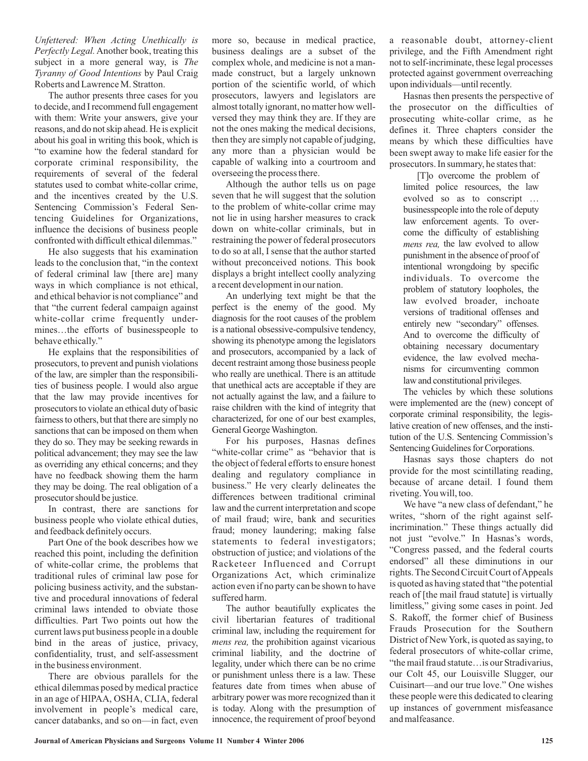*Unfettered: When Acting Unethically is Perfectly Legal.* Another book, treating this subject in a more general way, is *The Tyranny of Good Intentions* by Paul Craig Roberts and Lawrence M. Stratton.

The author presents three cases for you to decide, and I recommend full engagement with them: Write your answers, give your reasons, and do not skip ahead. He is explicit about his goal in writing this book, which is "to examine how the federal standard for corporate criminal responsibility, the requirements of several of the federal statutes used to combat white-collar crime, and the incentives created by the U.S. Sentencing Commission's Federal Sentencing Guidelines for Organizations, influence the decisions of business people confronted with difficult ethical dilemmas."

He also suggests that his examination leads to the conclusion that, "in the context of federal criminal law [there are] many ways in which compliance is not ethical, and ethical behavior is not compliance" and that "the current federal campaign against white-collar crime frequently undermines…the efforts of businesspeople to behave ethically."

He explains that the responsibilities of prosecutors, to prevent and punish violations of the law, are simpler than the responsibilities of business people. I would also argue that the law may provide incentives for prosecutors to violate an ethical duty of basic fairness to others, but that there are simply no sanctions that can be imposed on them when they do so. They may be seeking rewards in political advancement; they may see the law as overriding any ethical concerns; and they have no feedback showing them the harm they may be doing. The real obligation of a prosecutor should be justice.

In contrast, there are sanctions for business people who violate ethical duties, and feedback definitely occurs.

Part One of the book describes how we reached this point, including the definition of white-collar crime, the problems that traditional rules of criminal law pose for policing business activity, and the substantive and procedural innovations of federal criminal laws intended to obviate those difficulties. Part Two points out how the current laws put business people in a double bind in the areas of justice, privacy, confidentiality, trust, and self-assessment in the business environment.

There are obvious parallels for the ethical dilemmas posed by medical practice in an age of HIPAA, OSHA, CLIA, federal involvement in people's medical care, cancer databanks, and so on—in fact, even more so, because in medical practice, business dealings are a subset of the complex whole, and medicine is not a man-made construct, but a largely unknown portion of the scientific world, of which prosecutors, lawyers and legislators are almost totally ignorant, no matter how well-versed they may think they are. If they are not the ones making the medical decisions, then they are simply not capable of judging, any more than a physician would be capable of walking into a courtroom and overseeing the process there.

Although the author tells us on page seven that he will suggest that the solution to the problem of white-collar crime may not lie in using harsher measures to crack down on white-collar criminals, but in restraining the power of federal prosecutors to do so at all, I sense that the author started without preconceived notions. This book displays a bright intellect coolly analyzing a recent development in our nation.

An underlying text might be that the perfect is the enemy of the good. My diagnosis for the root causes of the problem is a national obsessive-compulsive tendency, showing its phenotype among the legislators and prosecutors, accompanied by a lack of decent restraint among those business people who really are unethical. There is an attitude that unethical acts are acceptable if they are not actually against the law, and a failure to raise children with the kind of integrity that characterized, for one of our best examples, General George Washington.

For his purposes, Hasnas defines "white-collar crime" as "behavior that is the object of federal efforts to ensure honest dealing and regulatory compliance in business." He very clearly delineates the differences between traditional criminal law and the current interpretation and scope of mail fraud; wire, bank and securities fraud; money laundering; making false statements to federal investigators; obstruction of justice; and violations of the Racketeer Influenced and Corrupt Organizations Act, which criminalize action even if no party can be shown to have suffered harm.

The author beautifully explicates the civil libertarian features of traditional criminal law, including the requirement for *mens rea,* the prohibition against vicarious criminal liability, and the doctrine of legality, under which there can be no crime or punishment unless there is a law. These features date from times when abuse of arbitrary power was more recognized than it is today. Along with the presumption of innocence, the requirement of proof beyond a reasonable doubt, attorney-client privilege, and the Fifth Amendment right not to self-incriminate, these legal processes protected against government overreaching upon individuals—until recently.

Hasnas then presents the perspective of the prosecutor on the difficulties of prosecuting white-collar crime, as he defines it. Three chapters consider the means by which these difficulties have been swept away to make life easier for the prosecutors. In summary, he states that:

> [T]o overcome the problem of limited police resources, the law evolved so as to conscript … businesspeople into the role of deputy law enforcement agents. To overcome the difficulty of establishing *mens rea,* the law evolved to allow punishment in the absence of proof of intentional wrongdoing by specific individuals. To overcome the problem of statutory loopholes, the law evolved broader, inchoate versions of traditional offenses and entirely new "secondary" offenses. And to overcome the difficulty of obtaining necessary documentary evidence, the law evolved mechanisms for circumventing common law and constitutional privileges.

The vehicles by which these solutions were implemented are the (new) concept of corporate criminal responsibility, the legislative creation of new offenses, and the institution of the U.S. Sentencing Commission's Sentencing Guidelines for Corporations.

Hasnas says those chapters do not provide for the most scintillating reading, because of arcane detail. I found them riveting. You will, too.

We have "a new class of defendant," he writes, "shorn of the right against self-incrimination." These things actually did not just "evolve." In Hasnas's words, "Congress passed, and the federal courts endorsed" all these diminutions in our rights. The Second Circuit Court of Appeals is quoted as having stated that "the potential reach of [the mail fraud statute] is virtually limitless," giving some cases in point. Jed S. Rakoff, the former chief of Business Frauds Prosecution for the Southern District of New York, is quoted as saying, to federal prosecutors of white-collar crime, "the mail fraud statute…is our Stradivarius, our Colt 45, our Louisville Slugger, our Cuisinart—and our true love." One wishes these people were this dedicated to clearing up instances of government misfeasance and malfeasance.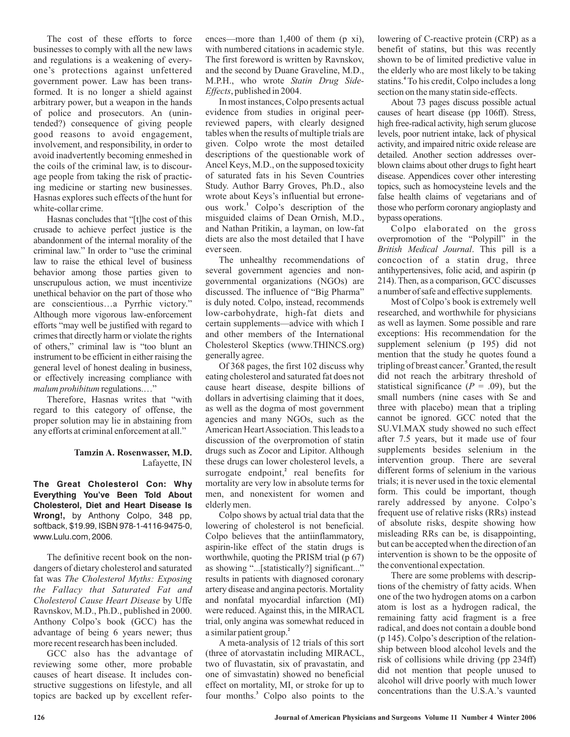The cost of these efforts to force businesses to comply with all the new laws and regulations is a weakening of everyone's protections against unfettered government power. Law has been transformed. It is no longer a shield against arbitrary power, but a weapon in the hands of police and prosecutors. An (unintended?) consequence of giving people good reasons to avoid engagement, involvement, and responsibility, in order to avoid inadvertently becoming enmeshed in the coils of the criminal law, is to discourage people from taking the risk of practicing medicine or starting new businesses. Hasnas explores such effects of the hunt for white-collar crime.

Hasnas concludes that "[t]he cost of this crusade to achieve perfect justice is the abandonment of the internal morality of the criminal law." In order to "use the criminal law to raise the ethical level of business behavior among those parties given to unscrupulous action, we must incentivize unethical behavior on the part of those who are conscientious…a Pyrrhic victory." Although more vigorous law-enforcement efforts "may well be justified with regard to crimes that directly harm or violate the rights of others," criminal law is "too blunt an instrument to be efficient in either raising the general level of honest dealing in business, or effectively increasing compliance with *malum prohibitum* regulations.…"

Therefore, Hasnas writes that "with regard to this category of offense, the proper solution may lie in abstaining from any efforts at criminal enforcement at all."

**Tamzin A. Rosenwasser, M.D.**
Lafayette, IN

**The Great Cholesterol Con: Why Everything You've Been Told About Cholesterol, Diet and Heart Disease Is Wrong!,** by Anthony Colpo, 348 pp, softback, $19.99, ISBN 978-1-4116-9475-0, www.Lulu.com, 2006.

The definitive recent book on the non-dangers of dietary cholesterol and saturated fat was *The Cholesterol Myths: Exposing the Fallacy that Saturated Fat and Cholesterol Cause Heart Disease* by Uffe Ravnskov, M.D., Ph.D., published in 2000. Anthony Colpo's book (GCC) has the advantage of being 6 years newer; thus more recent research has been included.

GCC also has the advantage of reviewing some other, more probable causes of heart disease. It includes constructive suggestions on lifestyle, and all topics are backed up by excellent references—more than 1,400 of them (p xi), with numbered citations in academic style. The first foreword is written by Ravnskov, and the second by Duane Graveline, M.D., M.P.H., who wrote *Statin Drug Side-Effects*, published in 2004.

In most instances, Colpo presents actual evidence from studies in original peer-reviewed papers, with clearly designed tables when the results of multiple trials are given. Colpo wrote the most detailed descriptions of the questionable work of Ancel Keys, M.D., on the supposed toxicity of saturated fats in his Seven Countries Study. Author Barry Groves, Ph.D., also wrote about Keys's influential but erroneous work.[1] Colpo's description of the misguided claims of Dean Ornish, M.D., and Nathan Pritikin, a layman, on low-fat diets are also the most detailed that I have ever seen.

The unhealthy recommendations of several government agencies and non-governmental organizations (NGOs) are discussed. The influence of "Big Pharma" is duly noted. Colpo, instead, recommends low-carbohydrate, high-fat diets and certain supplements—advice with which I and other members of the International Cholesterol Skeptics (www.THINCS.org) generally agree.

Of 368 pages, the first 102 discuss why eating cholesterol and saturated fat does not cause heart disease, despite billions of dollars in advertising claiming that it does, as well as the dogma of most government agencies and many NGOs, such as the American Heart Association. This leads to a discussion of the overpromotion of statin drugs such as Zocor and Lipitor. Although these drugs can lower cholesterol levels, a surrogate endpoint,[2] real benefits for mortality are very low in absolute terms for men, and nonexistent for women and elderly men.

Colpo shows by actual trial data that the lowering of cholesterol is not beneficial. Colpo believes that the antiinflammatory, aspirin-like effect of the statin drugs is worthwhile, quoting the PRISM trial (p 67) as showing "...[statistically?] significant..." results in patients with diagnosed coronary artery disease and angina pectoris. Mortality and nonfatal myocardial infarction (MI) were reduced. Against this, in the MIRACL trial, only angina was somewhat reduced in a similar patient group.[2]

A meta-analysis of 12 trials of this sort (three of atorvastatin including MIRACL, two of fluvastatin, six of pravastatin, and one of simvastatin) showed no beneficial effect on mortality, MI, or stroke for up to four months.[3] Colpo also points to the lowering of C-reactive protein (CRP) as a benefit of statins, but this was recently shown to be of limited predictive value in the elderly who are most likely to be taking statins.[4] To his credit, Colpo includes a long section on the many statin side-effects.

About 73 pages discuss possible actual causes of heart disease (pp 106ff). Stress, high free-radical activity, high serum glucose levels, poor nutrient intake, lack of physical activity, and impaired nitric oxide release are detailed. Another section addresses over-blown claims about other drugs to fight heart disease. Appendices cover other interesting topics, such as homocysteine levels and the false health claims of vegetarians and of those who perform coronary angioplasty and bypass operations.

Colpo elaborated on the gross overpromotion of the "Polypill" in the *British Medical Journal*. This pill is a concoction of a statin drug, three antihypertensives, folic acid, and aspirin (p 214). Then, as a comparison, GCC discusses a number of safe and effective supplements.

Most of Colpo's book is extremely well researched, and worthwhile for physicians as well as laymen. Some possible and rare exceptions: His recommendation for the supplement selenium (p 195) did not mention that the study he quotes found a tripling of breast cancer.[5] Granted, the result did not reach the arbitrary threshold of statistical significance ($P$ = .09), but the small numbers (nine cases with Se and three with placebo) mean that a tripling cannot be ignored. GCC noted that the SU.VI.MAX study showed no such effect after 7.5 years, but it made use of four supplements besides selenium in the intervention group. There are several different forms of selenium in the various trials; it is never used in the toxic elemental form. This could be important, though rarely addressed by anyone. Colpo's frequent use of relative risks (RRs) instead of absolute risks, despite showing how misleading RRs can be, is disappointing, but can be accepted when the direction of an intervention is shown to be the opposite of the conventional expectation.

There are some problems with descriptions of the chemistry of fatty acids. When one of the two hydrogen atoms on a carbon atom is lost as a hydrogen radical, the remaining fatty acid fragment is a free radical, and does not contain a double bond (p 145). Colpo's description of the relationship between blood alcohol levels and the risk of collisions while driving (pp 234ff) did not mention that people unused to alcohol will drive poorly with much lower concentrations than the U.S.A.'s vaunted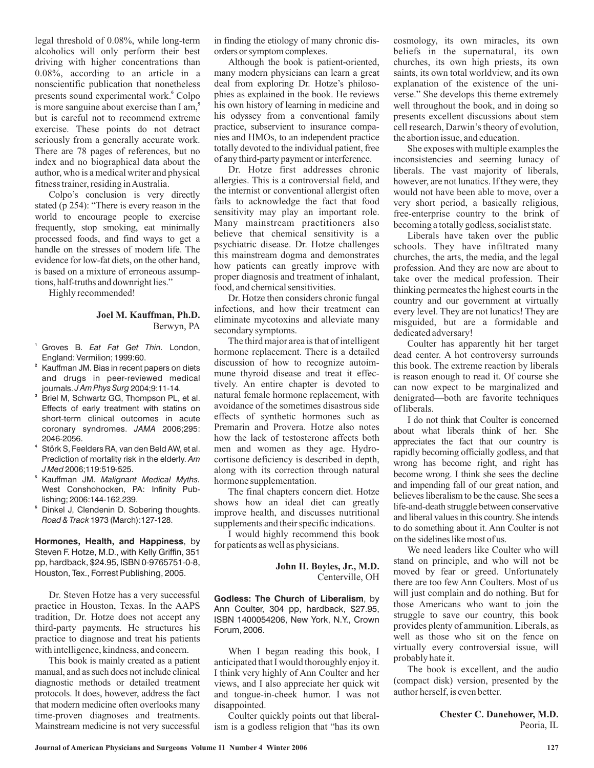legal threshold of 0.08%, while long-term alcoholics will only perform their best driving with higher concentrations than 0.08%, according to an article in a nonscientific publication that nonetheless presents sound experimental work.[6] Colpo is more sanguine about exercise than I am,[5] but is careful not to recommend extreme exercise. These points do not detract seriously from a generally accurate work. There are 78 pages of references, but no index and no biographical data about the author, who is a medical writer and physical fitness trainer, residing in Australia.

Colpo's conclusion is very directly stated (p 254): "There is every reason in the world to encourage people to exercise frequently, stop smoking, eat minimally processed foods, and find ways to get a handle on the stresses of modern life. The evidence for low-fat diets, on the other hand, is based on a mixture of erroneous assumptions, half-truths and downright lies."

Highly recommended!

**Joel M. Kauffman, Ph.D.**
Berwyn, PA

1. Groves B. *Eat Fat Get Thin.* London, England: Vermilion; 1999:60.
2. Kauffman JM. Bias in recent papers on diets and drugs in peer-reviewed medical journals. *J Am Phys Surg* 2004;9:11-14.
3. Briel M, Schwartz GG, Thompson PL, et al. Effects of early treatment with statins on short-term clinical outcomes in acute coronary syndromes. *JAMA* 2006;295: 2046-2056.
4. Störk S, Feelders RA, van den Beld AW, et al. Prediction of mortality risk in the elderly. *Am J Med* 2006;119:519-525.
5. Kauffman JM. *Malignant Medical Myths.* West Conshohocken, PA: Infinity Publishing; 2006:144-162,239.
6. Dinkel J, Clendenin D. Sobering thoughts. *Road & Track* 1973 (March):127-128.

**Hormones, Health, and Happiness**, by Steven F. Hotze, M.D., with Kelly Griffin, 351 pp, hardback, $24.95, ISBN 0-9765751-0-8, Houston, Tex., Forrest Publishing, 2005.

Dr. Steven Hotze has a very successful practice in Houston, Texas. In the AAPS tradition, Dr. Hotze does not accept any third-party payments. He structures his practice to diagnose and treat his patients with intelligence, kindness, and concern.

This book is mainly created as a patient manual, and as such does not include clinical diagnostic methods or detailed treatment protocols. It does, however, address the fact that modern medicine often overlooks many time-proven diagnoses and treatments. Mainstream medicine is not very successful in finding the etiology of many chronic disorders or symptom complexes.

Although the book is patient-oriented, many modern physicians can learn a great deal from exploring Dr. Hotze's philosophies as explained in the book. He reviews his own history of learning in medicine and his odyssey from a conventional family practice, subservient to insurance companies and HMOs, to an independent practice totally devoted to the individual patient, free of any third-party payment or interference.

Dr. Hotze first addresses chronic allergies. This is a controversial field, and the internist or conventional allergist often fails to acknowledge the fact that food sensitivity may play an important role. Many mainstream practitioners also believe that chemical sensitivity is a psychiatric disease. Dr. Hotze challenges this mainstream dogma and demonstrates how patients can greatly improve with proper diagnosis and treatment of inhalant, food, and chemical sensitivities.

Dr. Hotze then considers chronic fungal infections, and how their treatment can eliminate mycotoxins and alleviate many secondary symptoms.

The third major area is that of intelligent hormone replacement. There is a detailed discussion of how to recognize autoimmune thyroid disease and treat it effectively. An entire chapter is devoted to natural female hormone replacement, with avoidance of the sometimes disastrous side effects of synthetic hormones such as Premarin and Provera. Hotze also notes how the lack of testosterone affects both men and women as they age. Hydrocortisone deficiency is described in depth, along with its correction through natural hormone supplementation.

The final chapters concern diet. Hotze shows how an ideal diet can greatly improve health, and discusses nutritional supplements and their specific indications.

I would highly recommend this book for patients as well as physicians.

**John H. Boyles, Jr., M.D.**
Centerville, OH

**Godless: The Church of Liberalism**, by Ann Coulter, 304 pp, hardback, $27.95, ISBN 1400054206, New York, N.Y., Crown Forum, 2006.

When I began reading this book, I anticipated that I would thoroughly enjoy it. I think very highly of Ann Coulter and her views, and I also appreciate her quick wit and tongue-in-cheek humor. I was not disappointed.

Coulter quickly points out that liberalism is a godless religion that "has its own cosmology, its own miracles, its own beliefs in the supernatural, its own churches, its own high priests, its own saints, its own total worldview, and its own explanation of the existence of the universe." She develops this theme extremely well throughout the book, and in doing so presents excellent discussions about stem cell research, Darwin's theory of evolution, the abortion issue, and education.

She exposes with multiple examples the inconsistencies and seeming lunacy of liberals. The vast majority of liberals, however, are not lunatics. If they were, they would not have been able to move, over a very short period, a basically religious, free-enterprise country to the brink of becoming a totally godless, socialist state.

Liberals have taken over the public schools. They have infiltrated many churches, the arts, the media, and the legal profession. And they are now are about to take over the medical profession. Their thinking permeates the highest courts in the country and our government at virtually every level. They are not lunatics! They are misguided, but are a formidable and dedicated adversary!

Coulter has apparently hit her target dead center. A hot controversy surrounds this book. The extreme reaction by liberals is reason enough to read it. Of course she can now expect to be marginalized and denigrated—both are favorite techniques of liberals.

I do not think that Coulter is concerned about what liberals think of her. She appreciates the fact that our country is rapidly becoming officially godless, and that wrong has become right, and right has become wrong. I think she sees the decline and impending fall of our great nation, and believes liberalism to be the cause. She sees a life-and-death struggle between conservative and liberal values in this country. She intends to do something about it. Ann Coulter is not on the sidelines like most of us.

We need leaders like Coulter who will stand on principle, and who will not be moved by fear or greed. Unfortunately there are too few Ann Coulters. Most of us will just complain and do nothing. But for those Americans who want to join the struggle to save our country, this book provides plenty of ammunition. Liberals, as well as those who sit on the fence on virtually every controversial issue, will probably hate it.

The book is excellent, and the audio (compact disk) version, presented by the author herself, is even better.

**Chester C. Danehower, M.D.**
Peoria, IL